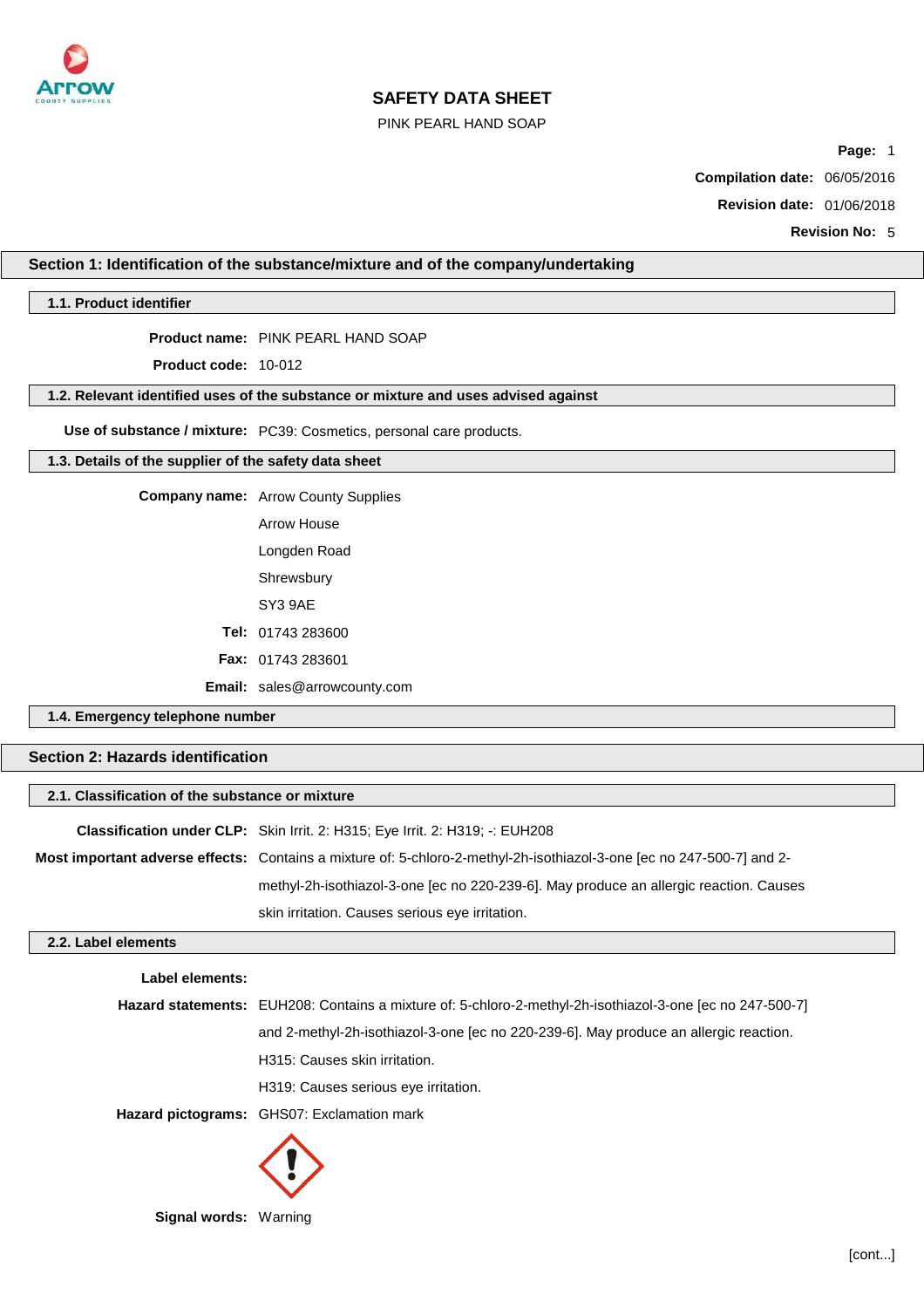# SAFETY DATA SHEET

PINK PEARL HAND SOAP

**Page:** 1

**Compilation date:** 06/05/2016

**Revision date:** 01/06/2018

**Revision No:** 5

## Section 1: Identification of the substance/mixture and of the company/undertaking

### 1.1. Product identifier

**Product name:** PINK PEARL HAND SOAP

**Product code:** 10-012

### 1.2. Relevant identified uses of the substance or mixture and uses advised against

**Use of substance / mixture:** PC39: Cosmetics, personal care products.

### 1.3. Details of the supplier of the safety data sheet

**Company name:** Arrow County Supplies
Arrow House
Longden Road
Shrewsbury
SY3 9AE

**Tel:** 01743 283600

**Fax:** 01743 283601

**Email:** sales@arrowcounty.com

### 1.4. Emergency telephone number

## Section 2: Hazards identification

### 2.1. Classification of the substance or mixture

**Classification under CLP:** Skin Irrit. 2: H315; Eye Irrit. 2: H319; -: EUH208

**Most important adverse effects:** Contains a mixture of: 5-chloro-2-methyl-2h-isothiazol-3-one [ec no 247-500-7] and 2-methyl-2h-isothiazol-3-one [ec no 220-239-6]. May produce an allergic reaction. Causes skin irritation. Causes serious eye irritation.

### 2.2. Label elements

**Label elements:**

**Hazard statements:** EUH208: Contains a mixture of: 5-chloro-2-methyl-2h-isothiazol-3-one [ec no 247-500-7] and 2-methyl-2h-isothiazol-3-one [ec no 220-239-6]. May produce an allergic reaction.

H315: Causes skin irritation.

H319: Causes serious eye irritation.

**Hazard pictograms:** GHS07: Exclamation mark

**Signal words:** Warning

[cont...]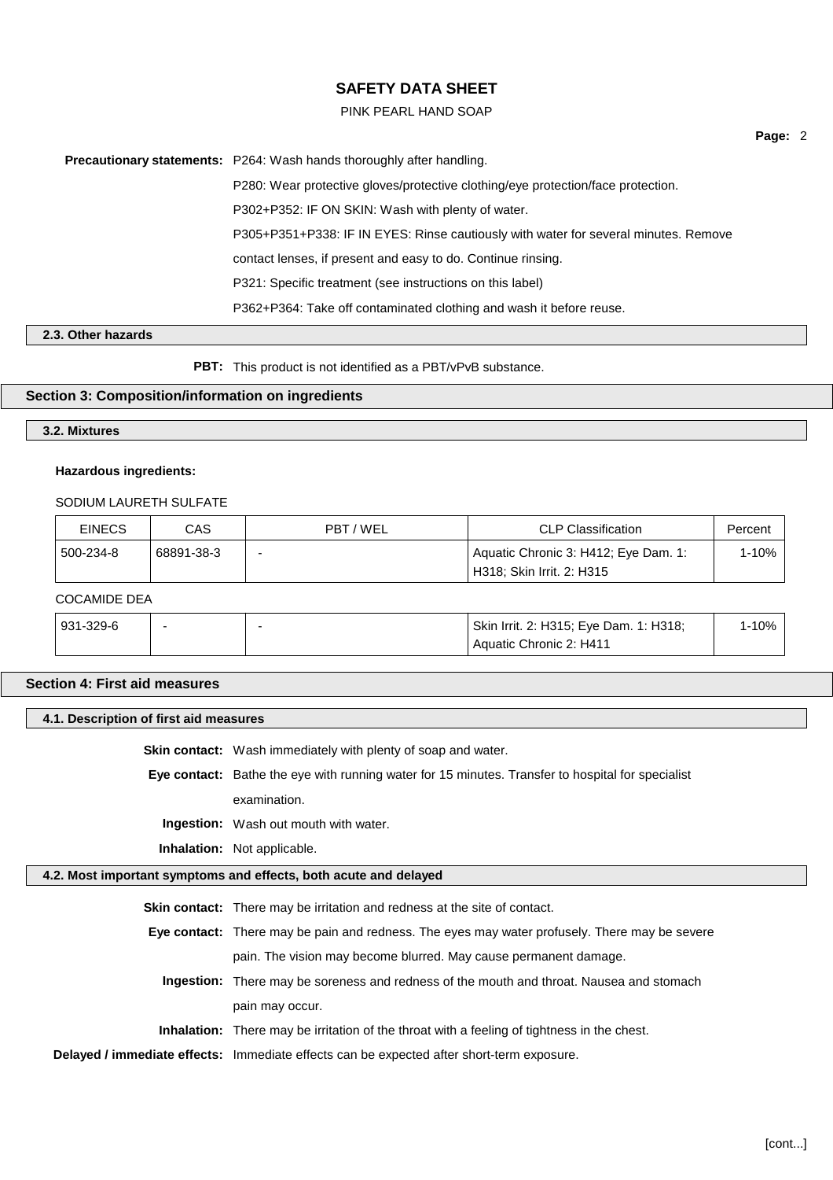**Precautionary statements:** P264: Wash hands thoroughly after handling.

P280: Wear protective gloves/protective clothing/eye protection/face protection.

P302+P352: IF ON SKIN: Wash with plenty of water.

P305+P351+P338: IF IN EYES: Rinse cautiously with water for several minutes. Remove contact lenses, if present and easy to do. Continue rinsing.

P321: Specific treatment (see instructions on this label)

P362+P364: Take off contaminated clothing and wash it before reuse.

### 2.3. Other hazards

**PBT:** This product is not identified as a PBT/vPvB substance.

## Section 3: Composition/information on ingredients

### 3.2. Mixtures

**Hazardous ingredients:**

SODIUM LAURETH SULFATE

| EINECS | CAS | PBT / WEL | CLP Classification | Percent |
|---|---|---|---|---|
| 500-234-8 | 68891-38-3 | - | Aquatic Chronic 3: H412; Eye Dam. 1: H318; Skin Irrit. 2: H315 | 1-10% |

COCAMIDE DEA

| EINECS | CAS | PBT / WEL | CLP Classification | Percent |
|---|---|---|---|---|
| 931-329-6 | - | - | Skin Irrit. 2: H315; Eye Dam. 1: H318; Aquatic Chronic 2: H411 | 1-10% |

## Section 4: First aid measures

### 4.1. Description of first aid measures

**Skin contact:** Wash immediately with plenty of soap and water.

**Eye contact:** Bathe the eye with running water for 15 minutes. Transfer to hospital for specialist examination.

**Ingestion:** Wash out mouth with water.

**Inhalation:** Not applicable.

### 4.2. Most important symptoms and effects, both acute and delayed

**Skin contact:** There may be irritation and redness at the site of contact.

**Eye contact:** There may be pain and redness. The eyes may water profusely. There may be severe pain. The vision may become blurred. May cause permanent damage.

**Ingestion:** There may be soreness and redness of the mouth and throat. Nausea and stomach pain may occur.

**Inhalation:** There may be irritation of the throat with a feeling of tightness in the chest.

**Delayed / immediate effects:** Immediate effects can be expected after short-term exposure.

[cont...]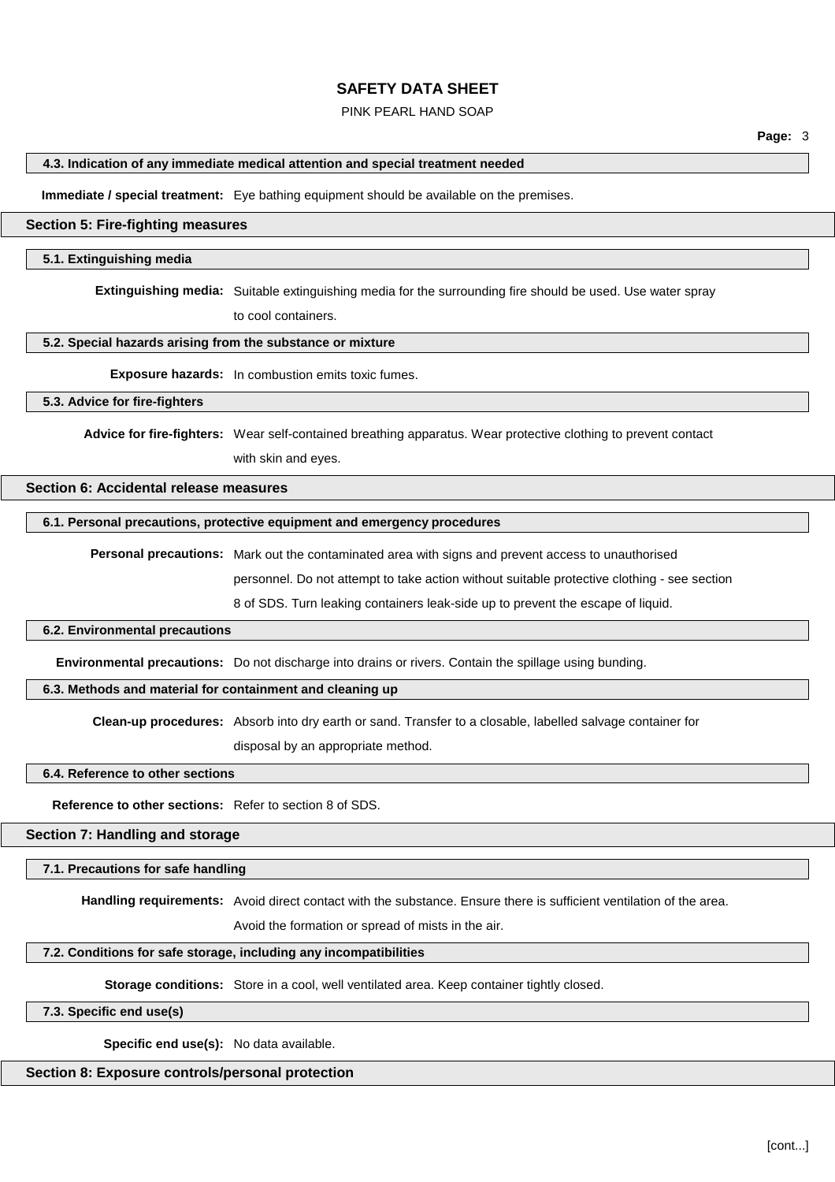#### 4.3. Indication of any immediate medical attention and special treatment needed

**Immediate / special treatment:** Eye bathing equipment should be available on the premises.

## Section 5: Fire-fighting measures

#### 5.1. Extinguishing media

**Extinguishing media:** Suitable extinguishing media for the surrounding fire should be used. Use water spray to cool containers.

#### 5.2. Special hazards arising from the substance or mixture

**Exposure hazards:** In combustion emits toxic fumes.

#### 5.3. Advice for fire-fighters

**Advice for fire-fighters:** Wear self-contained breathing apparatus. Wear protective clothing to prevent contact with skin and eyes.

## Section 6: Accidental release measures

#### 6.1. Personal precautions, protective equipment and emergency procedures

**Personal precautions:** Mark out the contaminated area with signs and prevent access to unauthorised personnel. Do not attempt to take action without suitable protective clothing - see section 8 of SDS. Turn leaking containers leak-side up to prevent the escape of liquid.

#### 6.2. Environmental precautions

**Environmental precautions:** Do not discharge into drains or rivers. Contain the spillage using bunding.

#### 6.3. Methods and material for containment and cleaning up

**Clean-up procedures:** Absorb into dry earth or sand. Transfer to a closable, labelled salvage container for disposal by an appropriate method.

#### 6.4. Reference to other sections

**Reference to other sections:** Refer to section 8 of SDS.

## Section 7: Handling and storage

#### 7.1. Precautions for safe handling

**Handling requirements:** Avoid direct contact with the substance. Ensure there is sufficient ventilation of the area. Avoid the formation or spread of mists in the air.

#### 7.2. Conditions for safe storage, including any incompatibilities

**Storage conditions:** Store in a cool, well ventilated area. Keep container tightly closed.

#### 7.3. Specific end use(s)

**Specific end use(s):** No data available.

## Section 8: Exposure controls/personal protection

[cont...]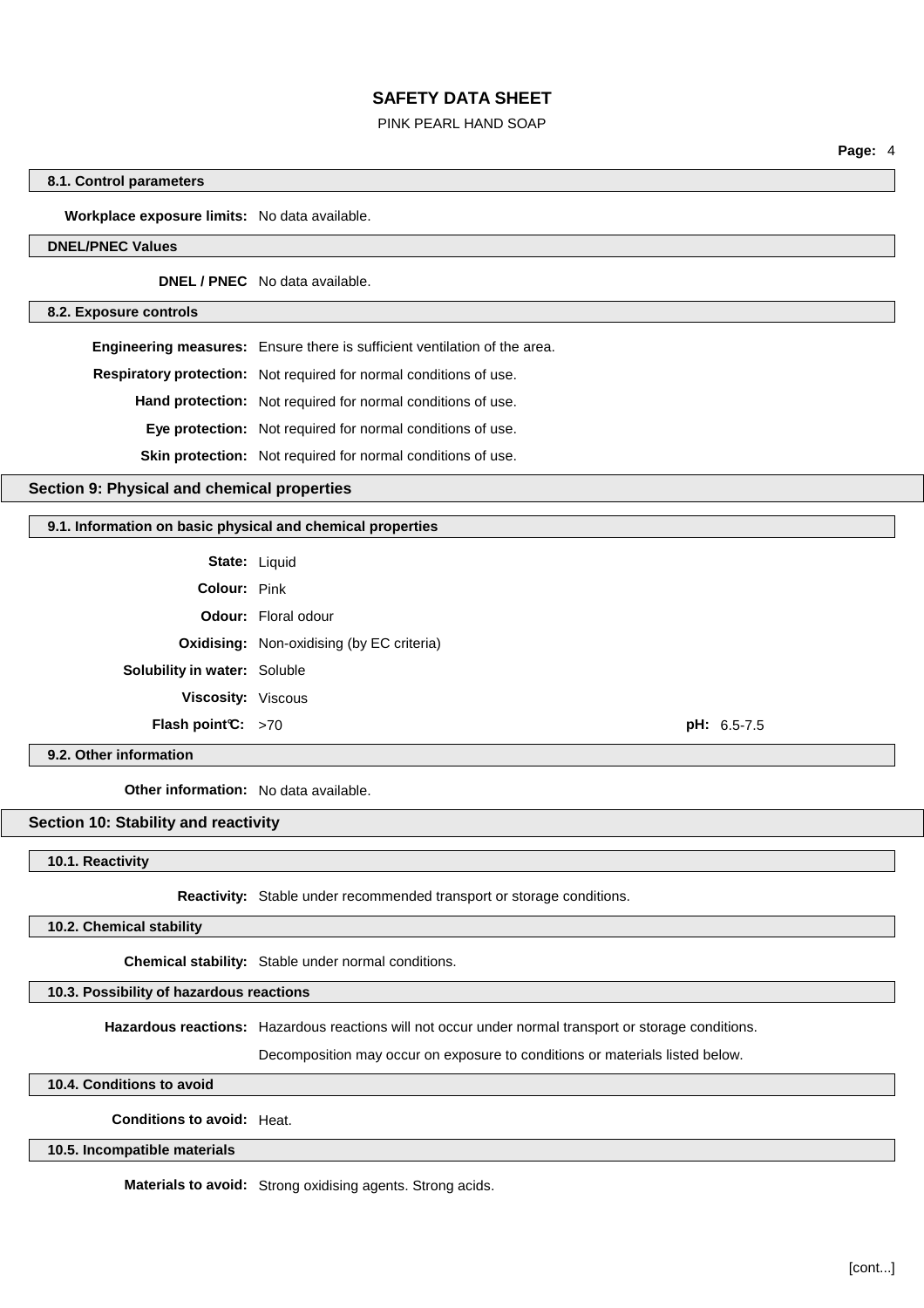### 8.1. Control parameters

**Workplace exposure limits:** No data available.

#### DNEL/PNEC Values

**DNEL / PNEC** No data available.

### 8.2. Exposure controls

**Engineering measures:** Ensure there is sufficient ventilation of the area.

**Respiratory protection:** Not required for normal conditions of use.

**Hand protection:** Not required for normal conditions of use.

**Eye protection:** Not required for normal conditions of use.

**Skin protection:** Not required for normal conditions of use.

## Section 9: Physical and chemical properties

### 9.1. Information on basic physical and chemical properties

**State:** Liquid

**Colour:** Pink

**Odour:** Floral odour

**Oxidising:** Non-oxidising (by EC criteria)

**Solubility in water:** Soluble

**Viscosity:** Viscous

**Flash point°C:** >70 **pH:** 6.5-7.5

### 9.2. Other information

**Other information:** No data available.

## Section 10: Stability and reactivity

### 10.1. Reactivity

**Reactivity:** Stable under recommended transport or storage conditions.

### 10.2. Chemical stability

**Chemical stability:** Stable under normal conditions.

### 10.3. Possibility of hazardous reactions

**Hazardous reactions:** Hazardous reactions will not occur under normal transport or storage conditions.

Decomposition may occur on exposure to conditions or materials listed below.

### 10.4. Conditions to avoid

**Conditions to avoid:** Heat.

### 10.5. Incompatible materials

**Materials to avoid:** Strong oxidising agents. Strong acids.

[cont...]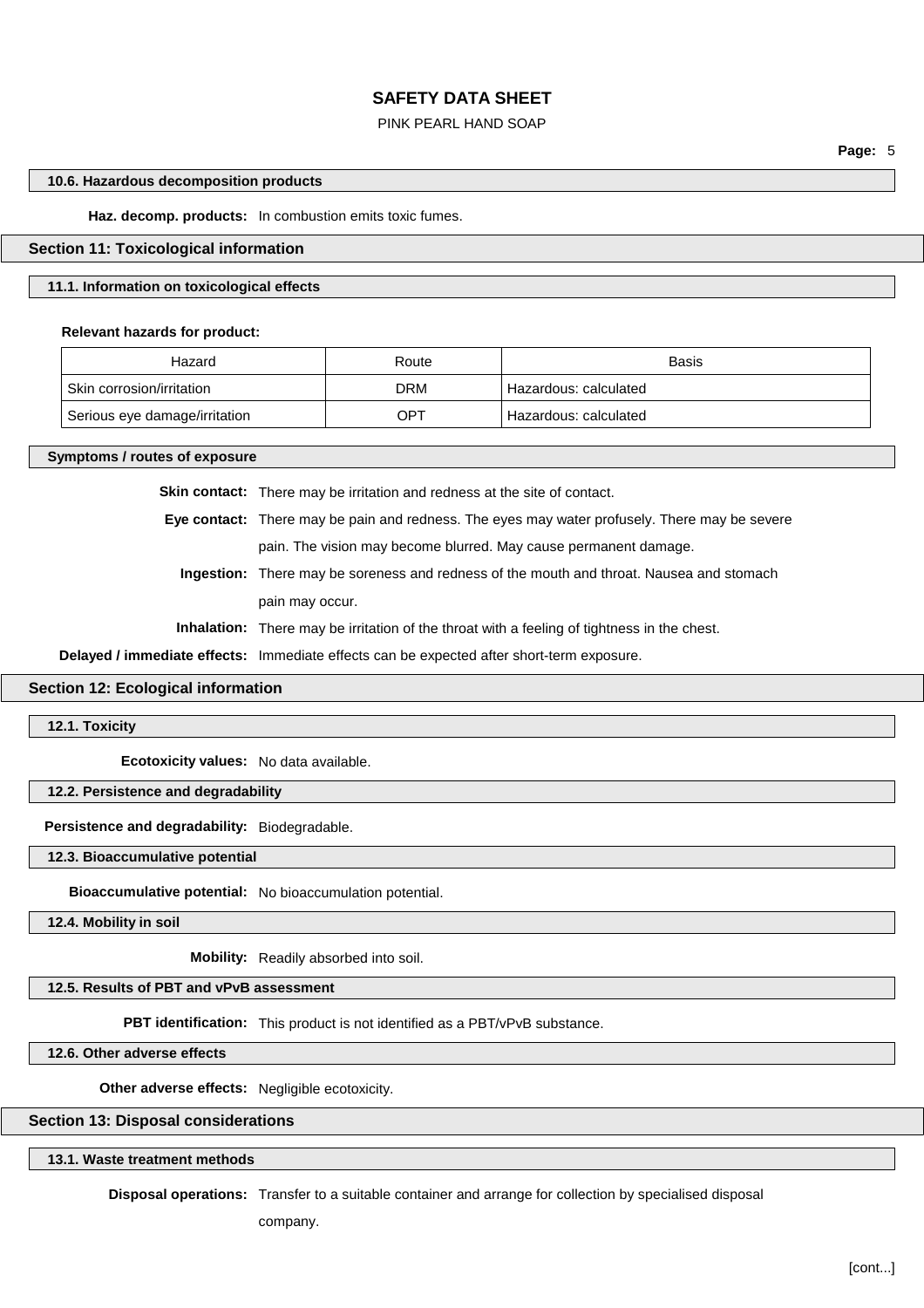### 10.6. Hazardous decomposition products

**Haz. decomp. products:** In combustion emits toxic fumes.

## Section 11: Toxicological information

### 11.1. Information on toxicological effects

**Relevant hazards for product:**

| Hazard | Route | Basis |
|---|---|---|
| Skin corrosion/irritation | DRM | Hazardous: calculated |
| Serious eye damage/irritation | OPT | Hazardous: calculated |

### Symptoms / routes of exposure

**Skin contact:** There may be irritation and redness at the site of contact.

**Eye contact:** There may be pain and redness. The eyes may water profusely. There may be severe pain. The vision may become blurred. May cause permanent damage.

**Ingestion:** There may be soreness and redness of the mouth and throat. Nausea and stomach pain may occur.

**Inhalation:** There may be irritation of the throat with a feeling of tightness in the chest.

**Delayed / immediate effects:** Immediate effects can be expected after short-term exposure.

## Section 12: Ecological information

### 12.1. Toxicity

**Ecotoxicity values:** No data available.

### 12.2. Persistence and degradability

**Persistence and degradability:** Biodegradable.

### 12.3. Bioaccumulative potential

**Bioaccumulative potential:** No bioaccumulation potential.

### 12.4. Mobility in soil

**Mobility:** Readily absorbed into soil.

### 12.5. Results of PBT and vPvB assessment

**PBT identification:** This product is not identified as a PBT/vPvB substance.

### 12.6. Other adverse effects

**Other adverse effects:** Negligible ecotoxicity.

## Section 13: Disposal considerations

### 13.1. Waste treatment methods

**Disposal operations:** Transfer to a suitable container and arrange for collection by specialised disposal company.

[cont...]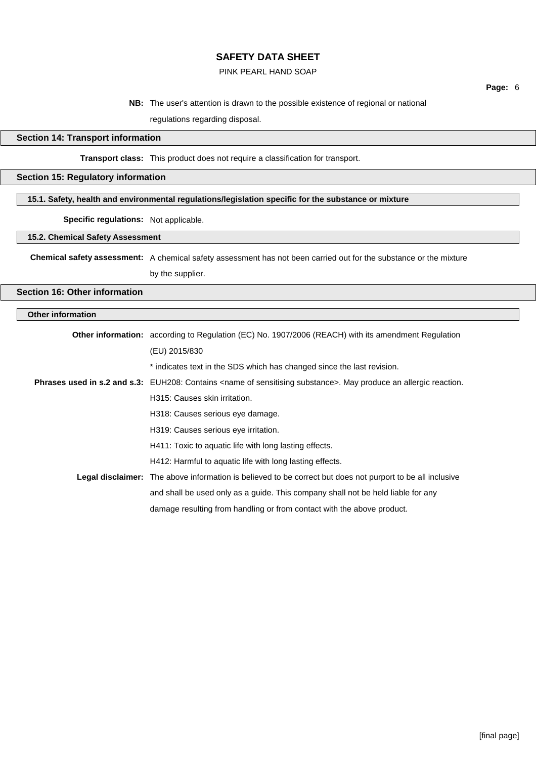**NB:** The user's attention is drawn to the possible existence of regional or national regulations regarding disposal.

## Section 14: Transport information

**Transport class:** This product does not require a classification for transport.

## Section 15: Regulatory information

### 15.1. Safety, health and environmental regulations/legislation specific for the substance or mixture

**Specific regulations:** Not applicable.

### 15.2. Chemical Safety Assessment

**Chemical safety assessment:** A chemical safety assessment has not been carried out for the substance or the mixture by the supplier.

## Section 16: Other information

### Other information

**Other information:** according to Regulation (EC) No. 1907/2006 (REACH) with its amendment Regulation (EU) 2015/830

* indicates text in the SDS which has changed since the last revision.

**Phrases used in s.2 and s.3:**

EUH208: Contains <name of sensitising substance>. May produce an allergic reaction.

H315: Causes skin irritation.

H318: Causes serious eye damage.

H319: Causes serious eye irritation.

H411: Toxic to aquatic life with long lasting effects.

H412: Harmful to aquatic life with long lasting effects.

**Legal disclaimer:** The above information is believed to be correct but does not purport to be all inclusive and shall be used only as a guide. This company shall not be held liable for any damage resulting from handling or from contact with the above product.

[final page]